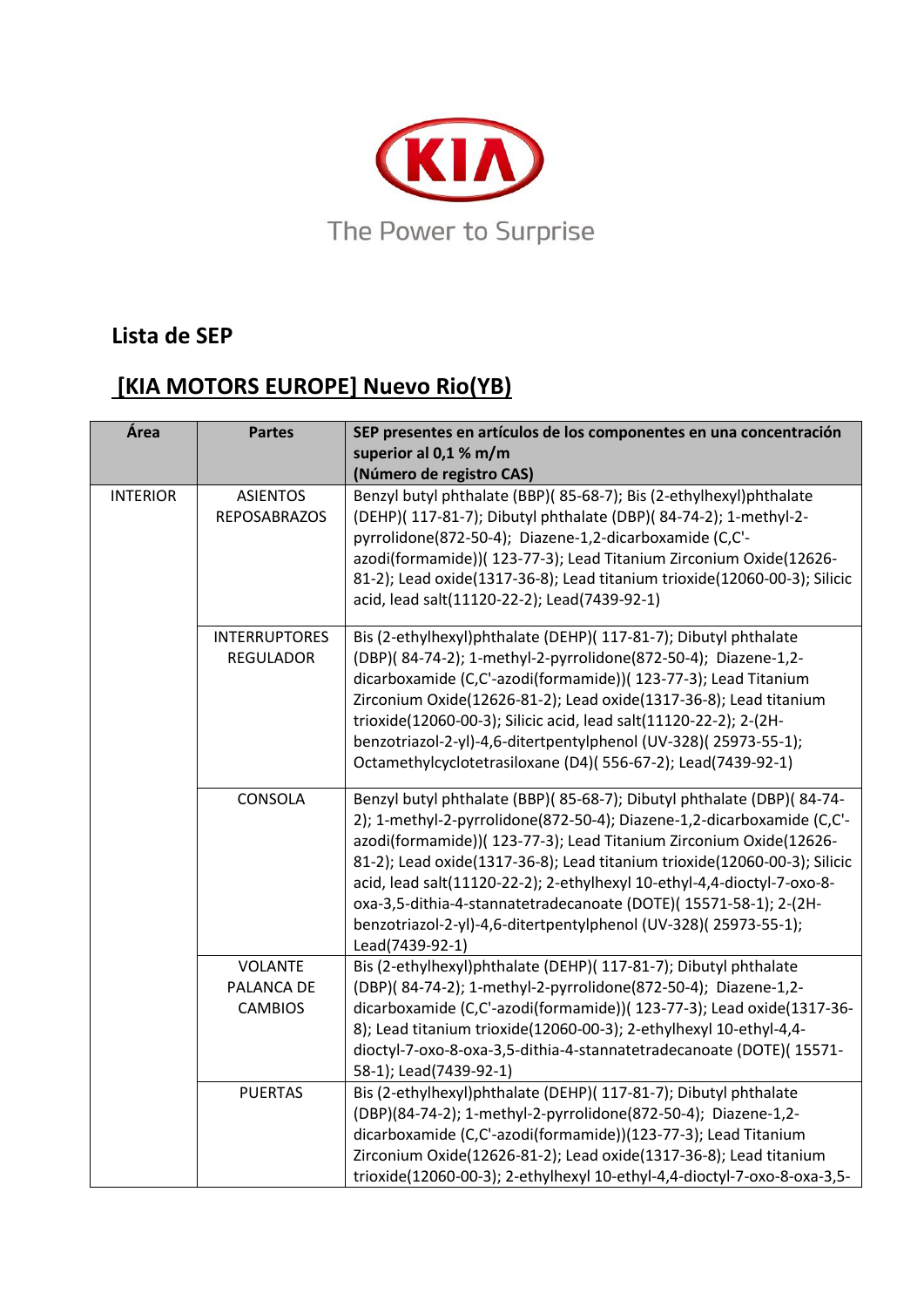The Power to Surprise

## Lista de SEP

## [KIA MOTORS EUROPE] Nuevo Rio(YB)

| Área | Partes | SEP presentes en artículos de los componentes en una concentración superior al 0,1 % m/m (Número de registro CAS) |
|---|---|---|
| INTERIOR | ASIENTOS REPOSABRAZOS | Benzyl butyl phthalate (BBP)( 85-68-7); Bis (2-ethylhexyl)phthalate (DEHP)( 117-81-7); Dibutyl phthalate (DBP)( 84-74-2); 1-methyl-2-pyrrolidone(872-50-4); Diazene-1,2-dicarboxamide (C,C'-azodi(formamide))( 123-77-3); Lead Titanium Zirconium Oxide(12626-81-2); Lead oxide(1317-36-8); Lead titanium trioxide(12060-00-3); Silicic acid, lead salt(11120-22-2); Lead(7439-92-1) |
| | INTERRUPTORES REGULADOR | Bis (2-ethylhexyl)phthalate (DEHP)( 117-81-7); Dibutyl phthalate (DBP)( 84-74-2); 1-methyl-2-pyrrolidone(872-50-4); Diazene-1,2-dicarboxamide (C,C'-azodi(formamide))( 123-77-3); Lead Titanium Zirconium Oxide(12626-81-2); Lead oxide(1317-36-8); Lead titanium trioxide(12060-00-3); Silicic acid, lead salt(11120-22-2); 2-(2H-benzotriazol-2-yl)-4,6-ditertpentylphenol (UV-328)( 25973-55-1); Octamethylcyclotetrasiloxane (D4)( 556-67-2); Lead(7439-92-1) |
| | CONSOLA | Benzyl butyl phthalate (BBP)( 85-68-7); Dibutyl phthalate (DBP)( 84-74-2); 1-methyl-2-pyrrolidone(872-50-4); Diazene-1,2-dicarboxamide (C,C'-azodi(formamide))( 123-77-3); Lead Titanium Zirconium Oxide(12626-81-2); Lead oxide(1317-36-8); Lead titanium trioxide(12060-00-3); Silicic acid, lead salt(11120-22-2); 2-ethylhexyl 10-ethyl-4,4-dioctyl-7-oxo-8-oxa-3,5-dithia-4-stannatetradecanoate (DOTE)( 15571-58-1); 2-(2H-benzotriazol-2-yl)-4,6-ditertpentylphenol (UV-328)( 25973-55-1); Lead(7439-92-1) |
| | VOLANTE PALANCA DE CAMBIOS | Bis (2-ethylhexyl)phthalate (DEHP)( 117-81-7); Dibutyl phthalate (DBP)( 84-74-2); 1-methyl-2-pyrrolidone(872-50-4); Diazene-1,2-dicarboxamide (C,C'-azodi(formamide))( 123-77-3); Lead oxide(1317-36-8); Lead titanium trioxide(12060-00-3); 2-ethylhexyl 10-ethyl-4,4-dioctyl-7-oxo-8-oxa-3,5-dithia-4-stannatetradecanoate (DOTE)( 15571-58-1); Lead(7439-92-1) |
| | PUERTAS | Bis (2-ethylhexyl)phthalate (DEHP)( 117-81-7); Dibutyl phthalate (DBP)(84-74-2); 1-methyl-2-pyrrolidone(872-50-4); Diazene-1,2-dicarboxamide (C,C'-azodi(formamide))(123-77-3); Lead Titanium Zirconium Oxide(12626-81-2); Lead oxide(1317-36-8); Lead titanium trioxide(12060-00-3); 2-ethylhexyl 10-ethyl-4,4-dioctyl-7-oxo-8-oxa-3,5- |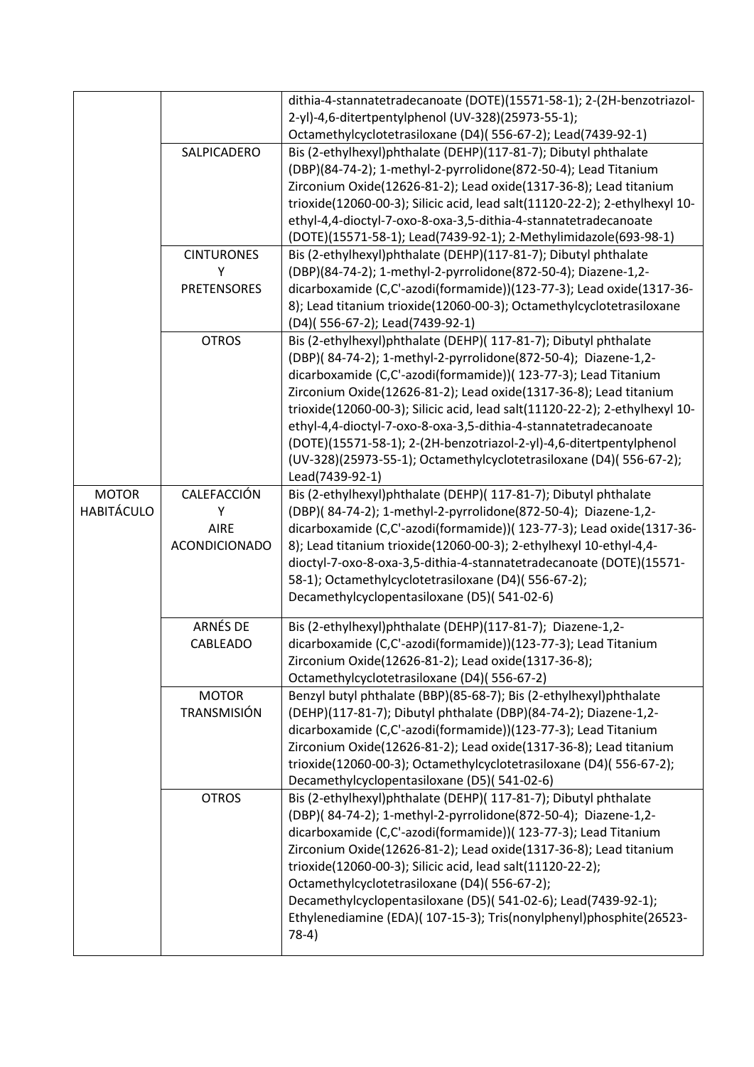| | | |
|---|---|---|
| | | dithia-4-stannatetradecanoate (DOTE)(15571-58-1); 2-(2H-benzotriazol-2-yl)-4,6-ditertpentylphenol (UV-328)(25973-55-1); Octamethylcyclotetrasiloxane (D4)( 556-67-2); Lead(7439-92-1) |
| | SALPICADERO | Bis (2-ethylhexyl)phthalate (DEHP)(117-81-7); Dibutyl phthalate (DBP)(84-74-2); 1-methyl-2-pyrrolidone(872-50-4); Lead Titanium Zirconium Oxide(12626-81-2); Lead oxide(1317-36-8); Lead titanium trioxide(12060-00-3); Silicic acid, lead salt(11120-22-2); 2-ethylhexyl 10-ethyl-4,4-dioctyl-7-oxo-8-oxa-3,5-dithia-4-stannatetradecanoate (DOTE)(15571-58-1); Lead(7439-92-1); 2-Methylimidazole(693-98-1) |
| | CINTURONES Y PRETENSORES | Bis (2-ethylhexyl)phthalate (DEHP)(117-81-7); Dibutyl phthalate (DBP)(84-74-2); 1-methyl-2-pyrrolidone(872-50-4); Diazene-1,2-dicarboxamide (C,C'-azodi(formamide))(123-77-3); Lead oxide(1317-36-8); Lead titanium trioxide(12060-00-3); Octamethylcyclotetrasiloxane (D4)( 556-67-2); Lead(7439-92-1) |
| | OTROS | Bis (2-ethylhexyl)phthalate (DEHP)( 117-81-7); Dibutyl phthalate (DBP)( 84-74-2); 1-methyl-2-pyrrolidone(872-50-4); Diazene-1,2-dicarboxamide (C,C'-azodi(formamide))( 123-77-3); Lead Titanium Zirconium Oxide(12626-81-2); Lead oxide(1317-36-8); Lead titanium trioxide(12060-00-3); Silicic acid, lead salt(11120-22-2); 2-ethylhexyl 10-ethyl-4,4-dioctyl-7-oxo-8-oxa-3,5-dithia-4-stannatetradecanoate (DOTE)(15571-58-1); 2-(2H-benzotriazol-2-yl)-4,6-ditertpentylphenol (UV-328)(25973-55-1); Octamethylcyclotetrasiloxane (D4)( 556-67-2); Lead(7439-92-1) |
| MOTOR HABITÁCULO | CALEFACCIÓN Y AIRE ACONDICIONADO | Bis (2-ethylhexyl)phthalate (DEHP)( 117-81-7); Dibutyl phthalate (DBP)( 84-74-2); 1-methyl-2-pyrrolidone(872-50-4); Diazene-1,2-dicarboxamide (C,C'-azodi(formamide))( 123-77-3); Lead oxide(1317-36-8); Lead titanium trioxide(12060-00-3); 2-ethylhexyl 10-ethyl-4,4-dioctyl-7-oxo-8-oxa-3,5-dithia-4-stannatetradecanoate (DOTE)(15571-58-1); Octamethylcyclotetrasiloxane (D4)( 556-67-2); Decamethylcyclopentasiloxane (D5)( 541-02-6) |
| | ARNÉS DE CABLEADO | Bis (2-ethylhexyl)phthalate (DEHP)(117-81-7); Diazene-1,2-dicarboxamide (C,C'-azodi(formamide))(123-77-3); Lead Titanium Zirconium Oxide(12626-81-2); Lead oxide(1317-36-8); Octamethylcyclotetrasiloxane (D4)( 556-67-2) |
| | MOTOR TRANSMISIÓN | Benzyl butyl phthalate (BBP)(85-68-7); Bis (2-ethylhexyl)phthalate (DEHP)(117-81-7); Dibutyl phthalate (DBP)(84-74-2); Diazene-1,2-dicarboxamide (C,C'-azodi(formamide))(123-77-3); Lead Titanium Zirconium Oxide(12626-81-2); Lead oxide(1317-36-8); Lead titanium trioxide(12060-00-3); Octamethylcyclotetrasiloxane (D4)( 556-67-2); Decamethylcyclopentasiloxane (D5)( 541-02-6) |
| | OTROS | Bis (2-ethylhexyl)phthalate (DEHP)( 117-81-7); Dibutyl phthalate (DBP)( 84-74-2); 1-methyl-2-pyrrolidone(872-50-4); Diazene-1,2-dicarboxamide (C,C'-azodi(formamide))( 123-77-3); Lead Titanium Zirconium Oxide(12626-81-2); Lead oxide(1317-36-8); Lead titanium trioxide(12060-00-3); Silicic acid, lead salt(11120-22-2); Octamethylcyclotetrasiloxane (D4)( 556-67-2); Decamethylcyclopentasiloxane (D5)( 541-02-6); Lead(7439-92-1); Ethylenediamine (EDA)( 107-15-3); Tris(nonylphenyl)phosphite(26523-78-4) |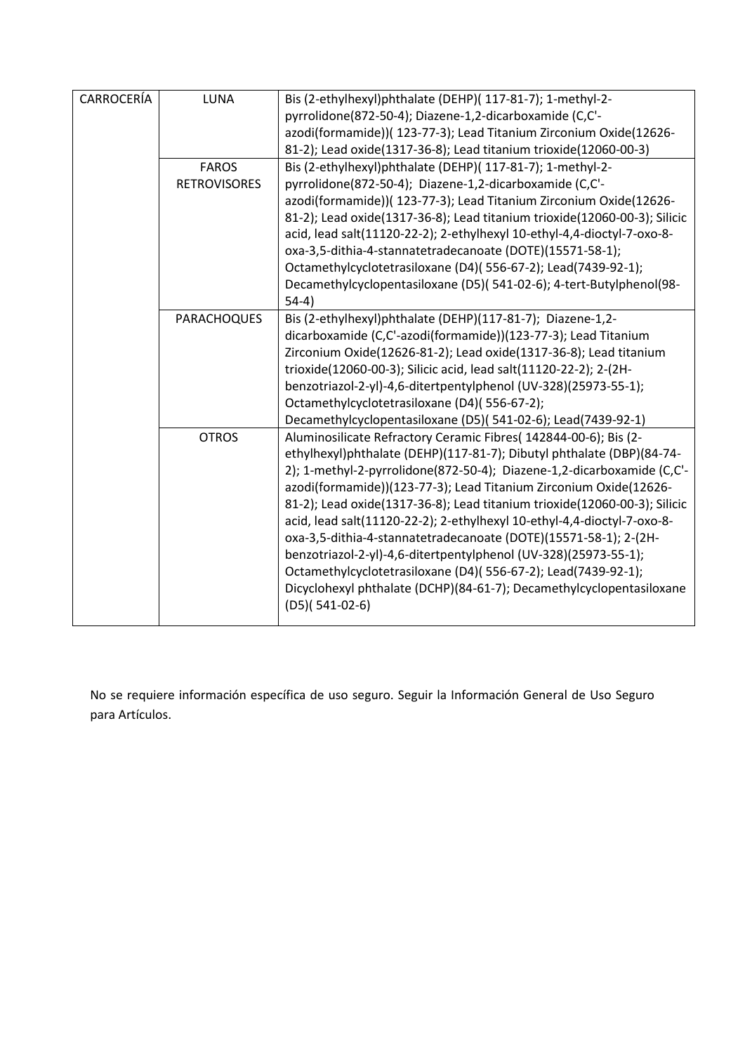| | | |
|---|---|---|
| CARROCERÍA | LUNA | Bis (2-ethylhexyl)phthalate (DEHP)( 117-81-7); 1-methyl-2-pyrrolidone(872-50-4); Diazene-1,2-dicarboxamide (C,C'-azodi(formamide))( 123-77-3); Lead Titanium Zirconium Oxide(12626-81-2); Lead oxide(1317-36-8); Lead titanium trioxide(12060-00-3) |
| | FAROS RETROVISORES | Bis (2-ethylhexyl)phthalate (DEHP)( 117-81-7); 1-methyl-2-pyrrolidone(872-50-4); Diazene-1,2-dicarboxamide (C,C'-azodi(formamide))( 123-77-3); Lead Titanium Zirconium Oxide(12626-81-2); Lead oxide(1317-36-8); Lead titanium trioxide(12060-00-3); Silicic acid, lead salt(11120-22-2); 2-ethylhexyl 10-ethyl-4,4-dioctyl-7-oxo-8-oxa-3,5-dithia-4-stannatetradecanoate (DOTE)(15571-58-1); Octamethylcyclotetrasiloxane (D4)( 556-67-2); Lead(7439-92-1); Decamethylcyclopentasiloxane (D5)( 541-02-6); 4-tert-Butylphenol(98-54-4) |
| | PARACHOQUES | Bis (2-ethylhexyl)phthalate (DEHP)(117-81-7); Diazene-1,2-dicarboxamide (C,C'-azodi(formamide))(123-77-3); Lead Titanium Zirconium Oxide(12626-81-2); Lead oxide(1317-36-8); Lead titanium trioxide(12060-00-3); Silicic acid, lead salt(11120-22-2); 2-(2H-benzotriazol-2-yl)-4,6-ditertpentylphenol (UV-328)(25973-55-1); Octamethylcyclotetrasiloxane (D4)( 556-67-2); Decamethylcyclopentasiloxane (D5)( 541-02-6); Lead(7439-92-1) |
| | OTROS | Aluminosilicate Refractory Ceramic Fibres( 142844-00-6); Bis (2-ethylhexyl)phthalate (DEHP)(117-81-7); Dibutyl phthalate (DBP)(84-74-2); 1-methyl-2-pyrrolidone(872-50-4); Diazene-1,2-dicarboxamide (C,C'-azodi(formamide))(123-77-3); Lead Titanium Zirconium Oxide(12626-81-2); Lead oxide(1317-36-8); Lead titanium trioxide(12060-00-3); Silicic acid, lead salt(11120-22-2); 2-ethylhexyl 10-ethyl-4,4-dioctyl-7-oxo-8-oxa-3,5-dithia-4-stannatetradecanoate (DOTE)(15571-58-1); 2-(2H-benzotriazol-2-yl)-4,6-ditertpentylphenol (UV-328)(25973-55-1); Octamethylcyclotetrasiloxane (D4)( 556-67-2); Lead(7439-92-1); Dicyclohexyl phthalate (DCHP)(84-61-7); Decamethylcyclopentasiloxane (D5)( 541-02-6) |

No se requiere información específica de uso seguro. Seguir la Información General de Uso Seguro para Artículos.